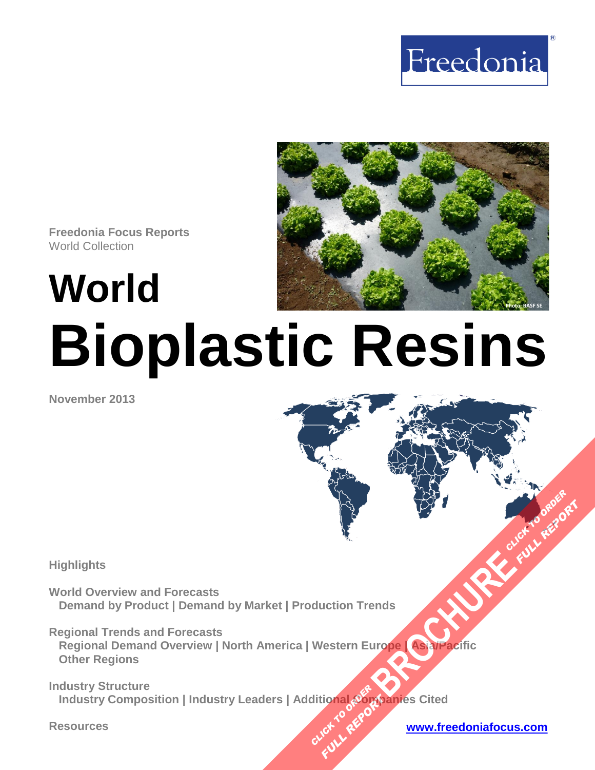Freedonia

Freedonia Focus Reports
World Collection

# World Bioplastic Resins

Photo: BASF SE

November 2013

**Highlights**

**World Overview and Forecasts**
Demand by Product | Demand by Market | Production Trends

**Regional Trends and Forecasts**
Regional Demand Overview | North America | Western Europe | Asia/Pacific
Other Regions

**Industry Structure**
Industry Composition | Industry Leaders | Additional Companies Cited

**Resources**

www.freedoniafocus.com

BROCHURE
CLICK TO ORDER FULL REPORT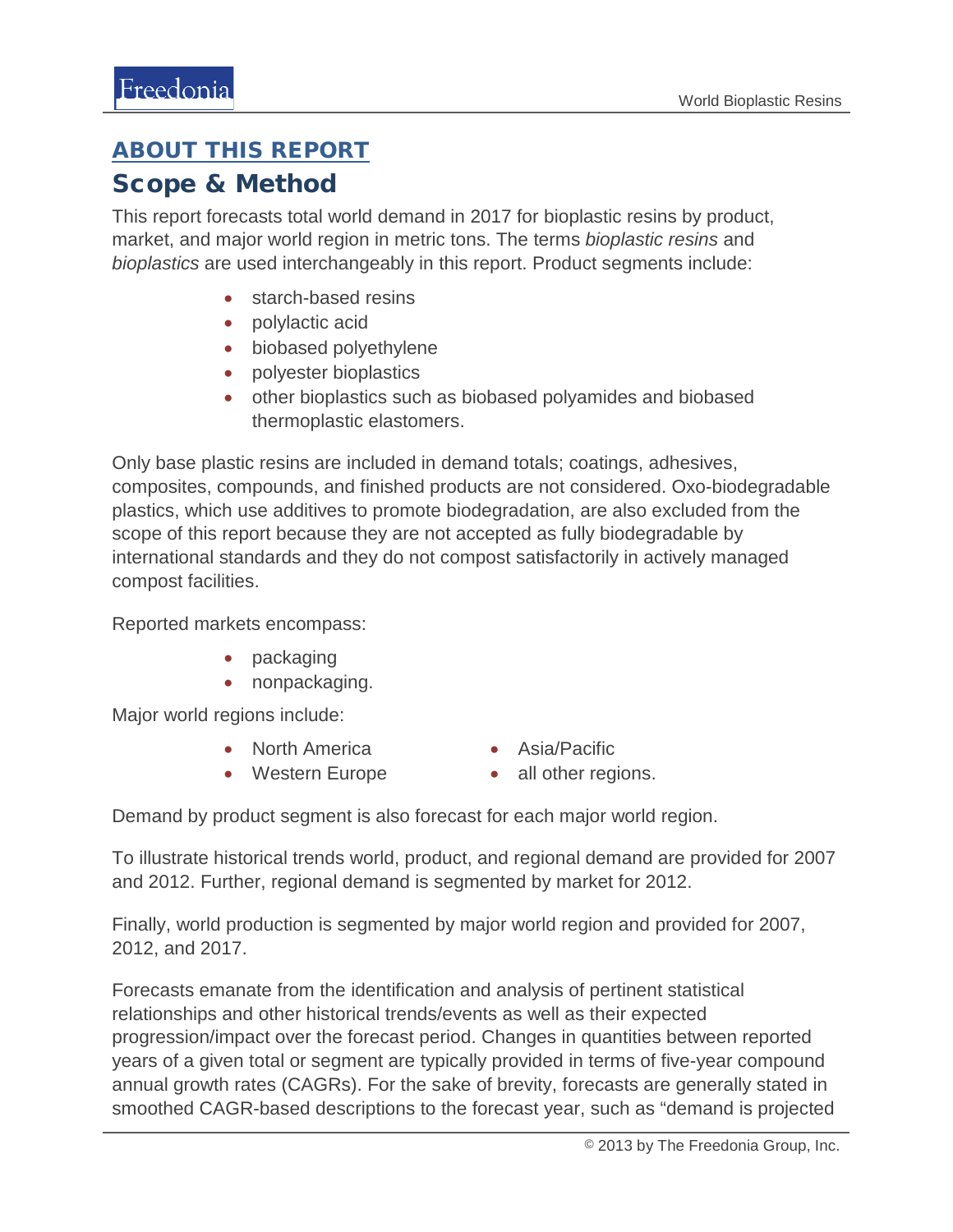## ABOUT THIS REPORT

## Scope & Method

This report forecasts total world demand in 2017 for bioplastic resins by product, market, and major world region in metric tons. The terms *bioplastic resins* and *bioplastics* are used interchangeably in this report. Product segments include:

- starch-based resins
- polylactic acid
- biobased polyethylene
- polyester bioplastics
- other bioplastics such as biobased polyamides and biobased thermoplastic elastomers.

Only base plastic resins are included in demand totals; coatings, adhesives, composites, compounds, and finished products are not considered. Oxo-biodegradable plastics, which use additives to promote biodegradation, are also excluded from the scope of this report because they are not accepted as fully biodegradable by international standards and they do not compost satisfactorily in actively managed compost facilities.

Reported markets encompass:

- packaging
- nonpackaging.

Major world regions include:

- North America
- Western Europe
- Asia/Pacific
- all other regions.

Demand by product segment is also forecast for each major world region.

To illustrate historical trends world, product, and regional demand are provided for 2007 and 2012. Further, regional demand is segmented by market for 2012.

Finally, world production is segmented by major world region and provided for 2007, 2012, and 2017.

Forecasts emanate from the identification and analysis of pertinent statistical relationships and other historical trends/events as well as their expected progression/impact over the forecast period. Changes in quantities between reported years of a given total or segment are typically provided in terms of five-year compound annual growth rates (CAGRs). For the sake of brevity, forecasts are generally stated in smoothed CAGR-based descriptions to the forecast year, such as "demand is projected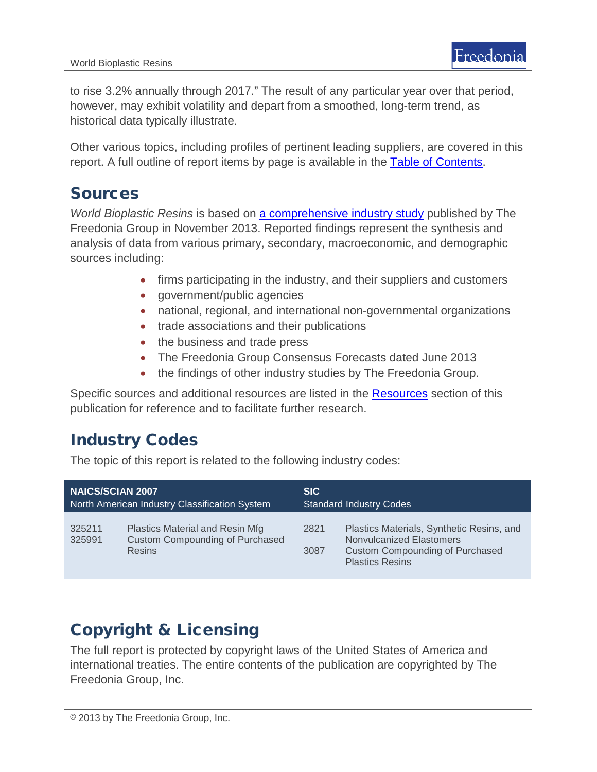to rise 3.2% annually through 2017." The result of any particular year over that period, however, may exhibit volatility and depart from a smoothed, long-term trend, as historical data typically illustrate.

Other various topics, including profiles of pertinent leading suppliers, are covered in this report. A full outline of report items by page is available in the [Table of Contents](#).

## Sources

*World Bioplastic Resins* is based on [a comprehensive industry study](#) published by The Freedonia Group in November 2013. Reported findings represent the synthesis and analysis of data from various primary, secondary, macroeconomic, and demographic sources including:

- firms participating in the industry, and their suppliers and customers
- government/public agencies
- national, regional, and international non-governmental organizations
- trade associations and their publications
- the business and trade press
- The Freedonia Group Consensus Forecasts dated June 2013
- the findings of other industry studies by The Freedonia Group.

Specific sources and additional resources are listed in the [Resources](#) section of this publication for reference and to facilitate further research.

## Industry Codes

The topic of this report is related to the following industry codes:

| **NAICS/SCIAN 2007** North American Industry Classification System | | **SIC** Standard Industry Codes | |
|---|---|---|---|
| 325211 | Plastics Material and Resin Mfg | 2821 | Plastics Materials, Synthetic Resins, and Nonvulcanized Elastomers |
| 325991 | Custom Compounding of Purchased Resins | 3087 | Custom Compounding of Purchased Plastics Resins |

## Copyright & Licensing

The full report is protected by copyright laws of the United States of America and international treaties. The entire contents of the publication are copyrighted by The Freedonia Group, Inc.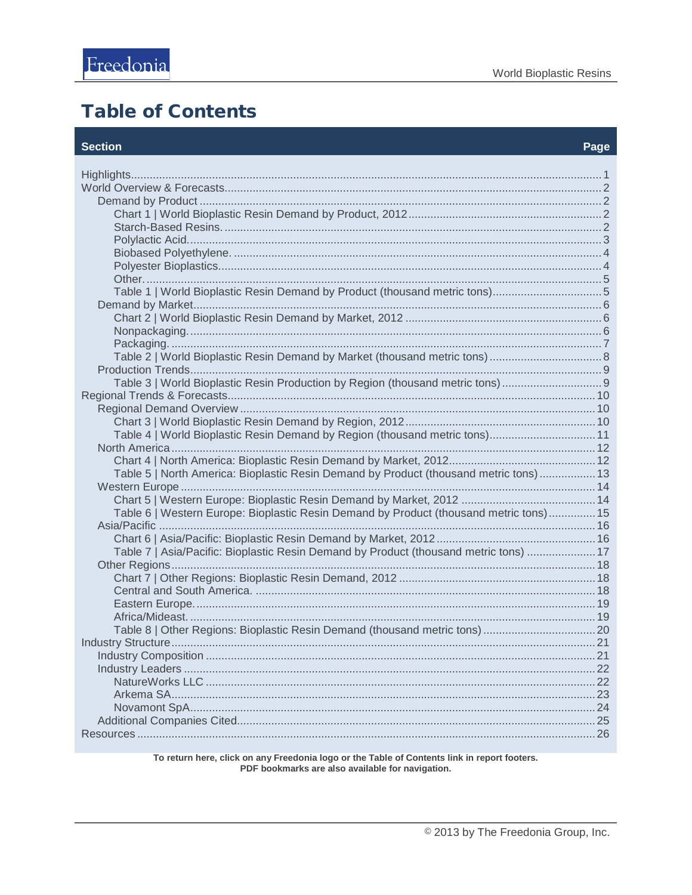# Table of Contents

| Section | Page |
|---|---|
| Highlights | 1 |
| World Overview & Forecasts | 2 |
| Demand by Product | 2 |
| Chart 1 \| World Bioplastic Resin Demand by Product, 2012 | 2 |
| Starch-Based Resins. | 2 |
| Polylactic Acid. | 3 |
| Biobased Polyethylene. | 4 |
| Polyester Bioplastics. | 4 |
| Other. | 5 |
| Table 1 \| World Bioplastic Resin Demand by Product (thousand metric tons) | 5 |
| Demand by Market | 6 |
| Chart 2 \| World Bioplastic Resin Demand by Market, 2012 | 6 |
| Nonpackaging. | 6 |
| Packaging. | 7 |
| Table 2 \| World Bioplastic Resin Demand by Market (thousand metric tons) | 8 |
| Production Trends | 9 |
| Table 3 \| World Bioplastic Resin Production by Region (thousand metric tons) | 9 |
| Regional Trends & Forecasts | 10 |
| Regional Demand Overview | 10 |
| Chart 3 \| World Bioplastic Resin Demand by Region, 2012 | 10 |
| Table 4 \| World Bioplastic Resin Demand by Region (thousand metric tons) | 11 |
| North America | 12 |
| Chart 4 \| North America: Bioplastic Resin Demand by Market, 2012 | 12 |
| Table 5 \| North America: Bioplastic Resin Demand by Product (thousand metric tons) | 13 |
| Western Europe | 14 |
| Chart 5 \| Western Europe: Bioplastic Resin Demand by Market, 2012 | 14 |
| Table 6 \| Western Europe: Bioplastic Resin Demand by Product (thousand metric tons) | 15 |
| Asia/Pacific | 16 |
| Chart 6 \| Asia/Pacific: Bioplastic Resin Demand by Market, 2012 | 16 |
| Table 7 \| Asia/Pacific: Bioplastic Resin Demand by Product (thousand metric tons) | 17 |
| Other Regions | 18 |
| Chart 7 \| Other Regions: Bioplastic Resin Demand, 2012 | 18 |
| Central and South America. | 18 |
| Eastern Europe. | 19 |
| Africa/Mideast. | 19 |
| Table 8 \| Other Regions: Bioplastic Resin Demand (thousand metric tons) | 20 |
| Industry Structure | 21 |
| Industry Composition | 21 |
| Industry Leaders | 22 |
| NatureWorks LLC | 22 |
| Arkema SA | 23 |
| Novamont SpA | 24 |
| Additional Companies Cited | 25 |
| Resources | 26 |

**To return here, click on any Freedonia logo or the Table of Contents link in report footers.**
**PDF bookmarks are also available for navigation.**